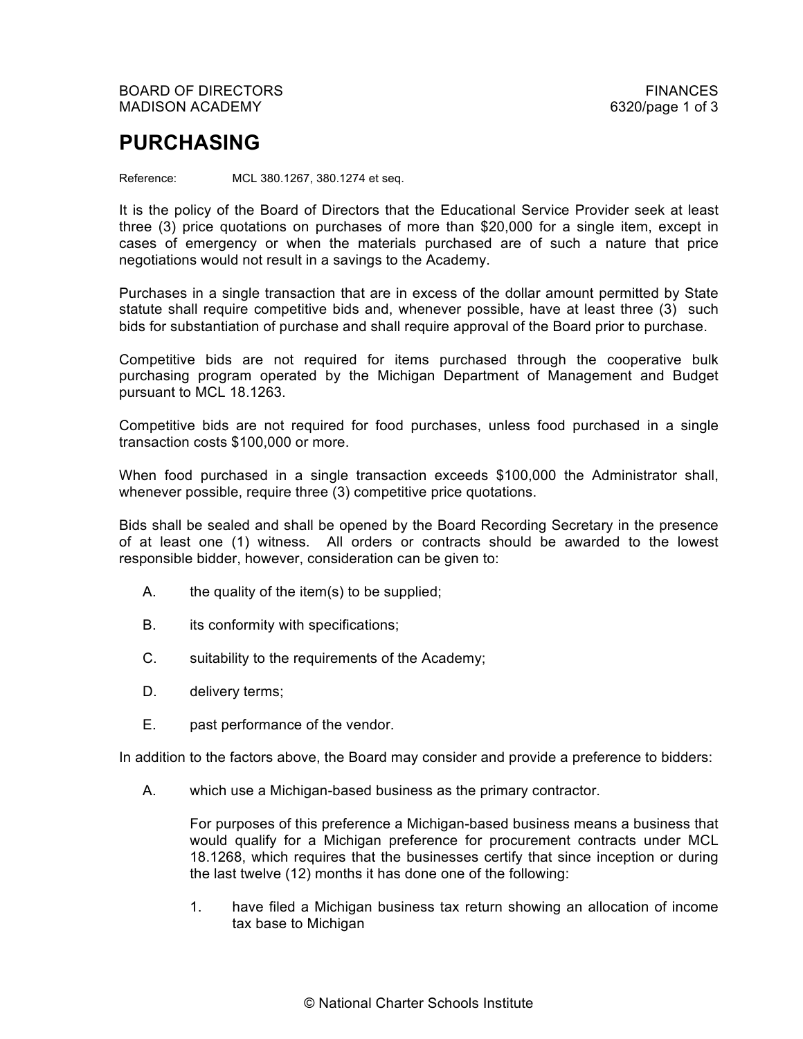# PURCHASING

Reference: MCL 380.1267, 380.1274 et seq.

It is the policy of the Board of Directors that the Educational Service Provider seek at least three (3) price quotations on purchases of more than $20,000 for a single item, except in cases of emergency or when the materials purchased are of such a nature that price negotiations would not result in a savings to the Academy.

Purchases in a single transaction that are in excess of the dollar amount permitted by State statute shall require competitive bids and, whenever possible, have at least three (3) such bids for substantiation of purchase and shall require approval of the Board prior to purchase.

Competitive bids are not required for items purchased through the cooperative bulk purchasing program operated by the Michigan Department of Management and Budget pursuant to MCL 18.1263.

Competitive bids are not required for food purchases, unless food purchased in a single transaction costs $100,000 or more.

When food purchased in a single transaction exceeds $100,000 the Administrator shall, whenever possible, require three (3) competitive price quotations.

Bids shall be sealed and shall be opened by the Board Recording Secretary in the presence of at least one (1) witness. All orders or contracts should be awarded to the lowest responsible bidder, however, consideration can be given to:

A. the quality of the item(s) to be supplied;

B. its conformity with specifications;

C. suitability to the requirements of the Academy;

D. delivery terms;

E. past performance of the vendor.

In addition to the factors above, the Board may consider and provide a preference to bidders:

A. which use a Michigan-based business as the primary contractor.

   For purposes of this preference a Michigan-based business means a business that would qualify for a Michigan preference for procurement contracts under MCL 18.1268, which requires that the businesses certify that since inception or during the last twelve (12) months it has done one of the following:

   1. have filed a Michigan business tax return showing an allocation of income tax base to Michigan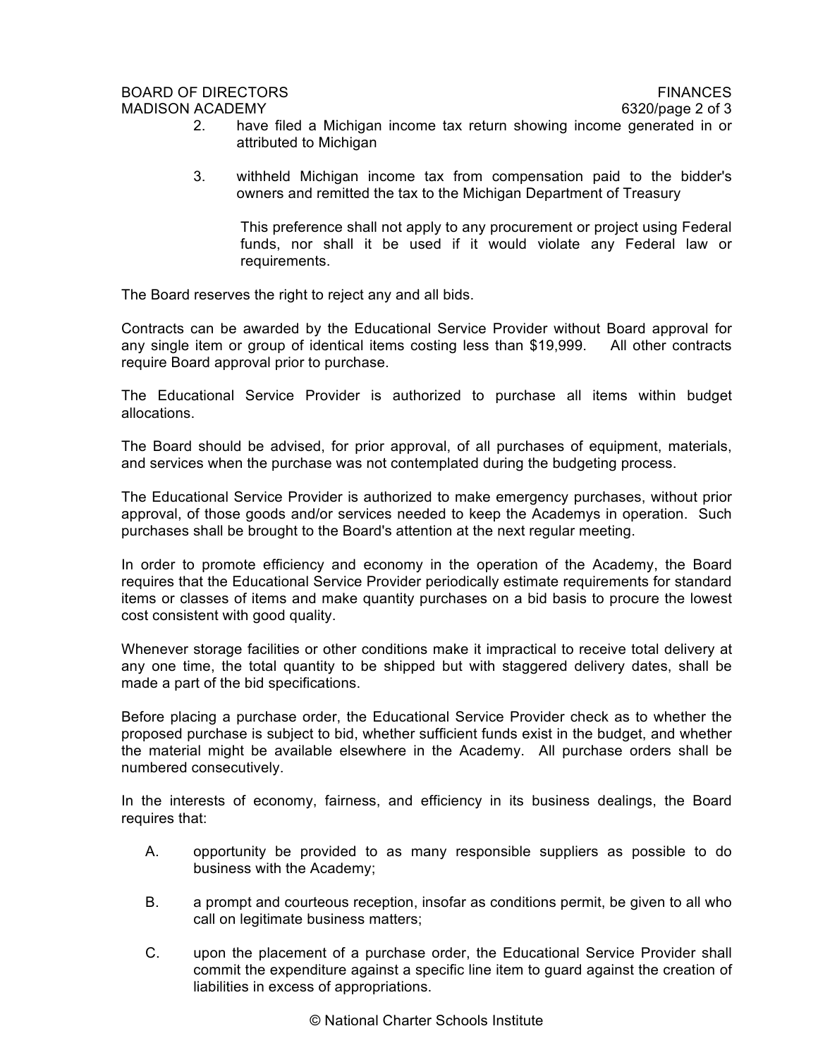2. have filed a Michigan income tax return showing income generated in or attributed to Michigan

3. withheld Michigan income tax from compensation paid to the bidder's owners and remitted the tax to the Michigan Department of Treasury

   This preference shall not apply to any procurement or project using Federal funds, nor shall it be used if it would violate any Federal law or requirements.

The Board reserves the right to reject any and all bids.

Contracts can be awarded by the Educational Service Provider without Board approval for any single item or group of identical items costing less than $19,999. All other contracts require Board approval prior to purchase.

The Educational Service Provider is authorized to purchase all items within budget allocations.

The Board should be advised, for prior approval, of all purchases of equipment, materials, and services when the purchase was not contemplated during the budgeting process.

The Educational Service Provider is authorized to make emergency purchases, without prior approval, of those goods and/or services needed to keep the Academys in operation. Such purchases shall be brought to the Board's attention at the next regular meeting.

In order to promote efficiency and economy in the operation of the Academy, the Board requires that the Educational Service Provider periodically estimate requirements for standard items or classes of items and make quantity purchases on a bid basis to procure the lowest cost consistent with good quality.

Whenever storage facilities or other conditions make it impractical to receive total delivery at any one time, the total quantity to be shipped but with staggered delivery dates, shall be made a part of the bid specifications.

Before placing a purchase order, the Educational Service Provider check as to whether the proposed purchase is subject to bid, whether sufficient funds exist in the budget, and whether the material might be available elsewhere in the Academy. All purchase orders shall be numbered consecutively.

In the interests of economy, fairness, and efficiency in its business dealings, the Board requires that:

A. opportunity be provided to as many responsible suppliers as possible to do business with the Academy;

B. a prompt and courteous reception, insofar as conditions permit, be given to all who call on legitimate business matters;

C. upon the placement of a purchase order, the Educational Service Provider shall commit the expenditure against a specific line item to guard against the creation of liabilities in excess of appropriations.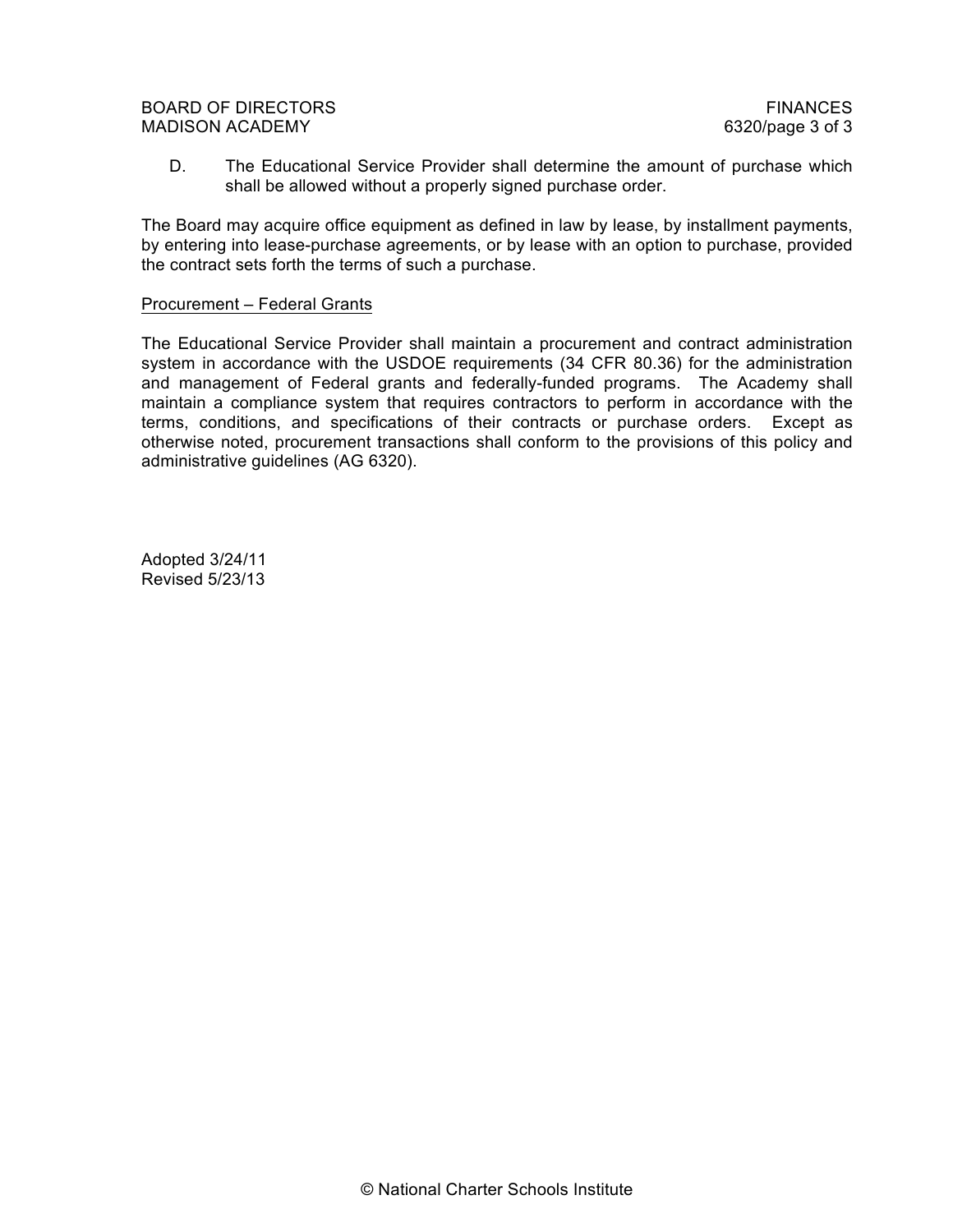D. The Educational Service Provider shall determine the amount of purchase which shall be allowed without a properly signed purchase order.

The Board may acquire office equipment as defined in law by lease, by installment payments, by entering into lease-purchase agreements, or by lease with an option to purchase, provided the contract sets forth the terms of such a purchase.

Procurement – Federal Grants

The Educational Service Provider shall maintain a procurement and contract administration system in accordance with the USDOE requirements (34 CFR 80.36) for the administration and management of Federal grants and federally-funded programs. The Academy shall maintain a compliance system that requires contractors to perform in accordance with the terms, conditions, and specifications of their contracts or purchase orders. Except as otherwise noted, procurement transactions shall conform to the provisions of this policy and administrative guidelines (AG 6320).

Adopted 3/24/11
Revised 5/23/13

© National Charter Schools Institute